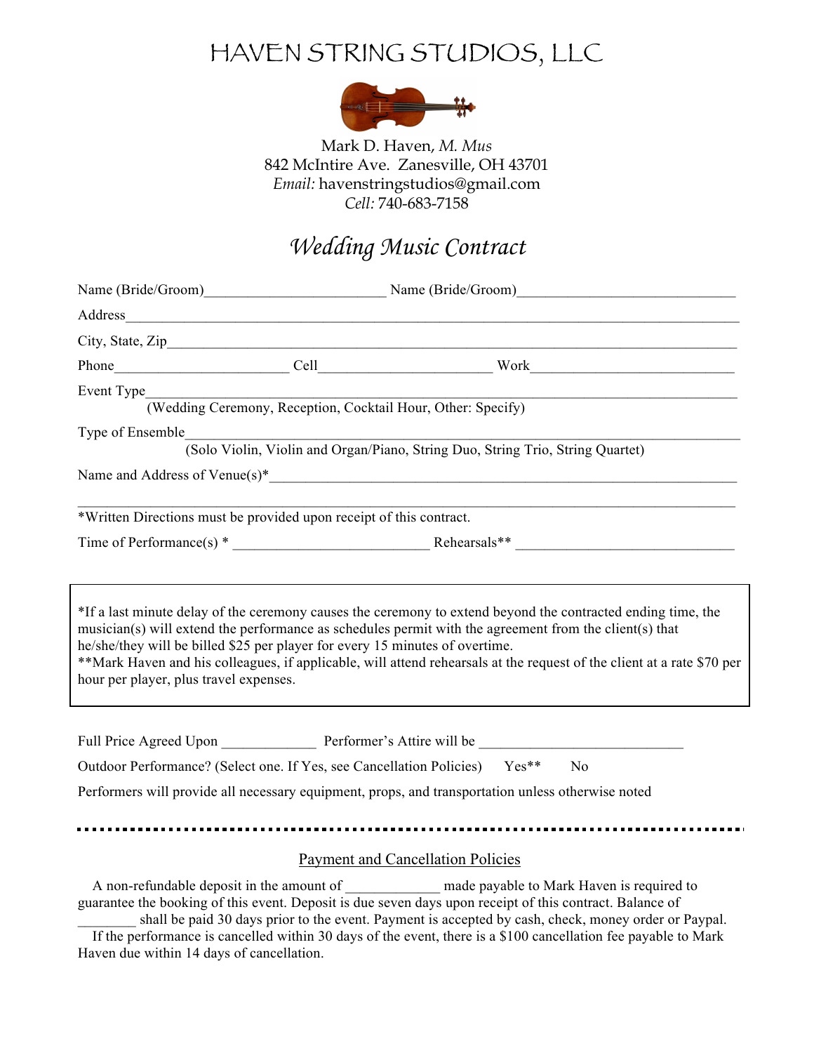# HAVEN STRING STUDIOS, LLC

Mark D. Haven, *M. Mus*
842 McIntire Ave. Zanesville, OH 43701
*Email:* havenstringstudios@gmail.com
*Cell:* 740-683-7158

## *Wedding Music Contract*

Name (Bride/Groom)________________________ Name (Bride/Groom)_____________________________

Address_________________________________________________________________________________

City, State, Zip_________________________________________________________________________

Phone_______________________ Cell_______________________ Work____________________________

Event Type______________________________________________________________________________
(Wedding Ceremony, Reception, Cocktail Hour, Other: Specify)

Type of Ensemble________________________________________________________________________
(Solo Violin, Violin and Organ/Piano, String Duo, String Trio, String Quartet)

Name and Address of Venue(s)*___________________________________________________________

_________________________________________________________________________________________

*Written Directions must be provided upon receipt of this contract.

Time of Performance(s) * __________________________ Rehearsals** _____________________________

*If a last minute delay of the ceremony causes the ceremony to extend beyond the contracted ending time, the musician(s) will extend the performance as schedules permit with the agreement from the client(s) that he/she/they will be billed $25 per player for every 15 minutes of overtime.
**Mark Haven and his colleagues, if applicable, will attend rehearsals at the request of the client at a rate $70 per hour per player, plus travel expenses.

Full Price Agreed Upon ____________ Performer's Attire will be ___________________________

Outdoor Performance? (Select one. If Yes, see Cancellation Policies) Yes** No

Performers will provide all necessary equipment, props, and transportation unless otherwise noted

---

### Payment and Cancellation Policies

A non-refundable deposit in the amount of ____________ made payable to Mark Haven is required to guarantee the booking of this event. Deposit is due seven days upon receipt of this contract. Balance of ________ shall be paid 30 days prior to the event. Payment is accepted by cash, check, money order or Paypal.

If the performance is cancelled within 30 days of the event, there is a $100 cancellation fee payable to Mark Haven due within 14 days of cancellation.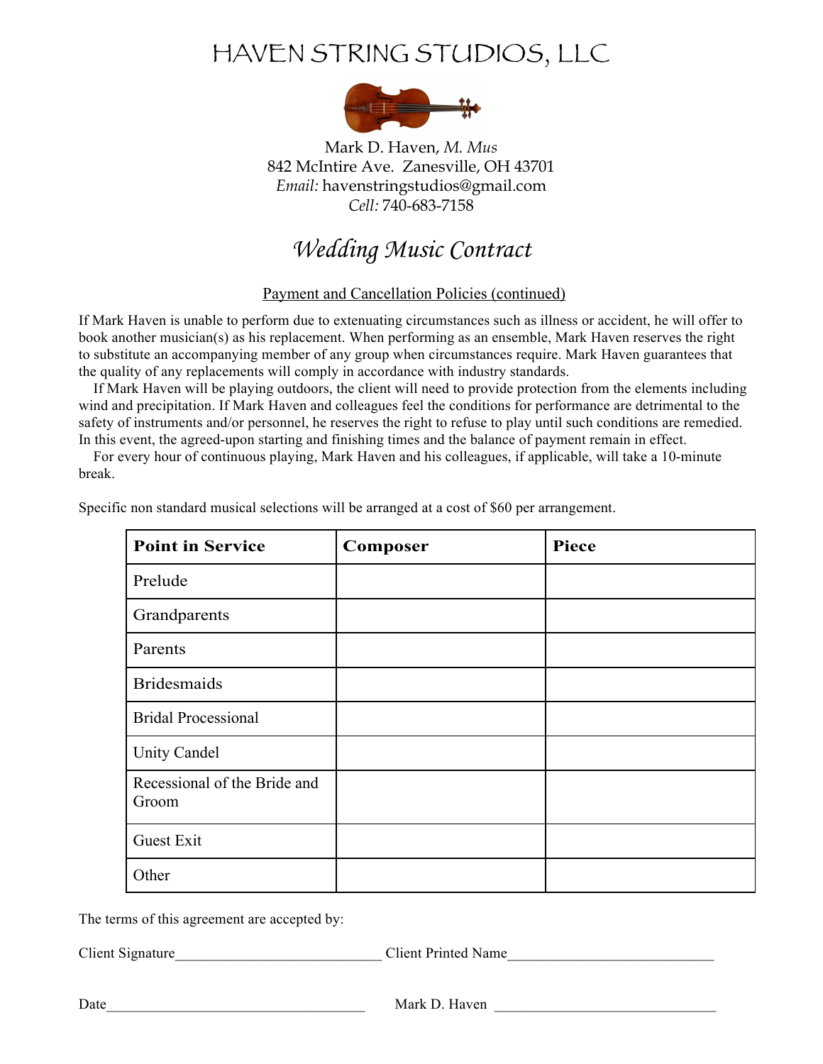# HAVEN STRING STUDIOS, LLC

Mark D. Haven, *M. Mus*
842 McIntire Ave. Zanesville, OH 43701
*Email:* havenstringstudios@gmail.com
*Cell:* 740-683-7158

## *Wedding Music Contract*

Payment and Cancellation Policies (continued)

If Mark Haven is unable to perform due to extenuating circumstances such as illness or accident, he will offer to book another musician(s) as his replacement. When performing as an ensemble, Mark Haven reserves the right to substitute an accompanying member of any group when circumstances require. Mark Haven guarantees that the quality of any replacements will comply in accordance with industry standards.

If Mark Haven will be playing outdoors, the client will need to provide protection from the elements including wind and precipitation. If Mark Haven and colleagues feel the conditions for performance are detrimental to the safety of instruments and/or personnel, he reserves the right to refuse to play until such conditions are remedied. In this event, the agreed-upon starting and finishing times and the balance of payment remain in effect.

For every hour of continuous playing, Mark Haven and his colleagues, if applicable, will take a 10-minute break.

Specific non standard musical selections will be arranged at a cost of $60 per arrangement.

| **Point in Service** | **Composer** | **Piece** |
|---|---|---|
| Prelude | | |
| Grandparents | | |
| Parents | | |
| Bridesmaids | | |
| Bridal Processional | | |
| Unity Candel | | |
| Recessional of the Bride and Groom | | |
| Guest Exit | | |
| Other | | |

The terms of this agreement are accepted by:

Client Signature_____________________________ Client Printed Name_____________________________

Date____________________________________ Mark D. Haven ________________________________